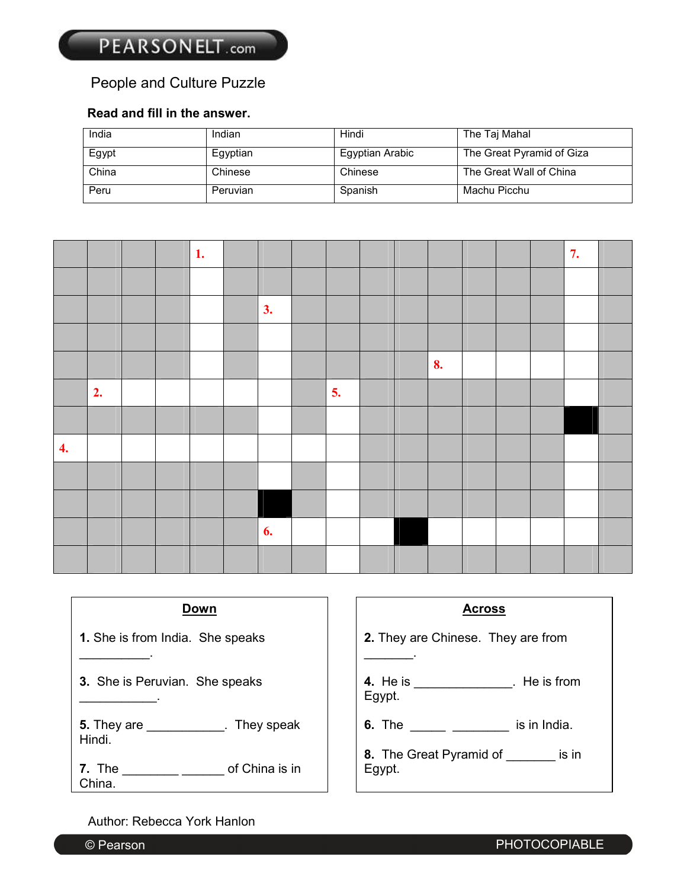PEARSONELT.com

# People and Culture Puzzle

**Read and fill in the answer.**

| India | Indian | Hindi | The Taj Mahal |
|---|---|---|---|
| Egypt | Egyptian | Egyptian Arabic | The Great Pyramid of Giza |
| China | Chinese | Chinese | The Great Wall of China |
| Peru | Peruvian | Spanish | Machu Picchu |

## Down

**1.** She is from India. She speaks __________.

**3.** She is Peruvian. She speaks ___________.

**5.** They are ___________. They speak Hindi.

**7.** The ________ ______ of China is in China.

## Across

**2.** They are Chinese. They are from _______.

**4.** He is ______________. He is from Egypt.

**6.** The _____ ________ is in India.

**8.** The Great Pyramid of _______ is in Egypt.

Author: Rebecca York Hanlon

© Pearson PHOTOCOPIABLE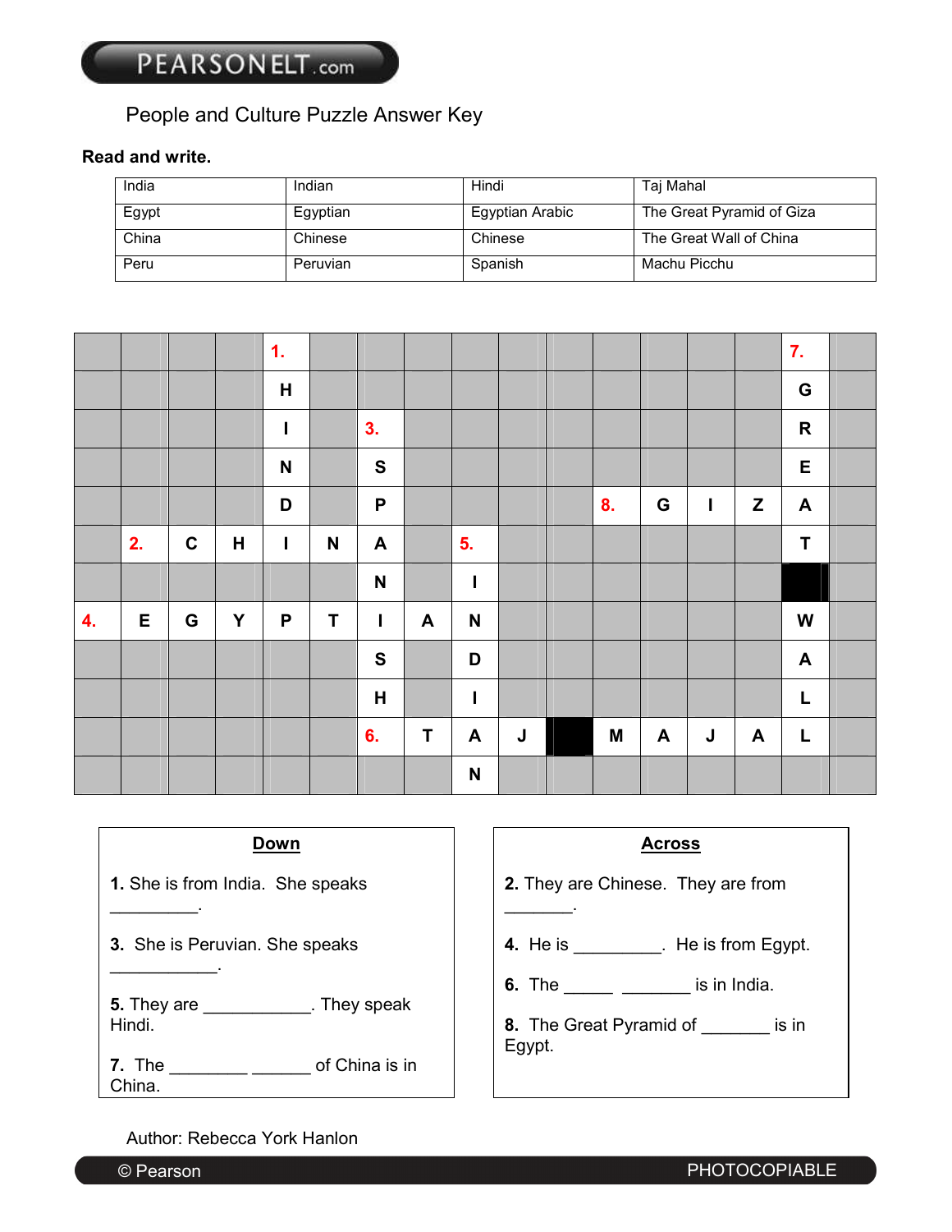People and Culture Puzzle Answer Key

**Read and write.**

| | | | |
|---|---|---|---|
| India | Indian | Hindi | Taj Mahal |
| Egypt | Egyptian | Egyptian Arabic | The Great Pyramid of Giza |
| China | Chinese | Chinese | The Great Wall of China |
| Peru | Peruvian | Spanish | Machu Picchu |

| | | | | | | | | | | | | | | | | |
|---|---|---|---|---|---|---|---|---|---|---|---|---|---|---|---|---|
| | | | | 1. | | | | | | | | | | | 7. | |
| | | | | H | | | | | | | | | | | G | |
| | | | | I | | 3. | | | | | | | | | R | |
| | | | | N | | S | | | | | | | | | E | |
| | | | | D | | P | | | | | 8. | G | I | Z | A | |
| | 2. | C | H | I | N | A | | 5. | | | | | | | T | |
| | | | | | | N | | I | | | | | | | | |
| 4. | E | G | Y | P | T | I | A | N | | | | | | | W | |
| | | | | | | S | | D | | | | | | | A | |
| | | | | | | H | | I | | | | | | | L | |
| | | | | | | 6. | T | A | J | | M | A | J | A | L | |
| | | | | | | | | N | | | | | | | | |

**Down**

**1.** She is from India. She speaks _________.

**3.** She is Peruvian. She speaks ___________.

**5.** They are ___________. They speak Hindi.

**7.** The ________ ______ of China is in China.

**Across**

**2.** They are Chinese. They are from _______.

**4.** He is _________. He is from Egypt.

**6.** The _____ _______ is in India.

**8.** The Great Pyramid of _______ is in Egypt.

Author: Rebecca York Hanlon